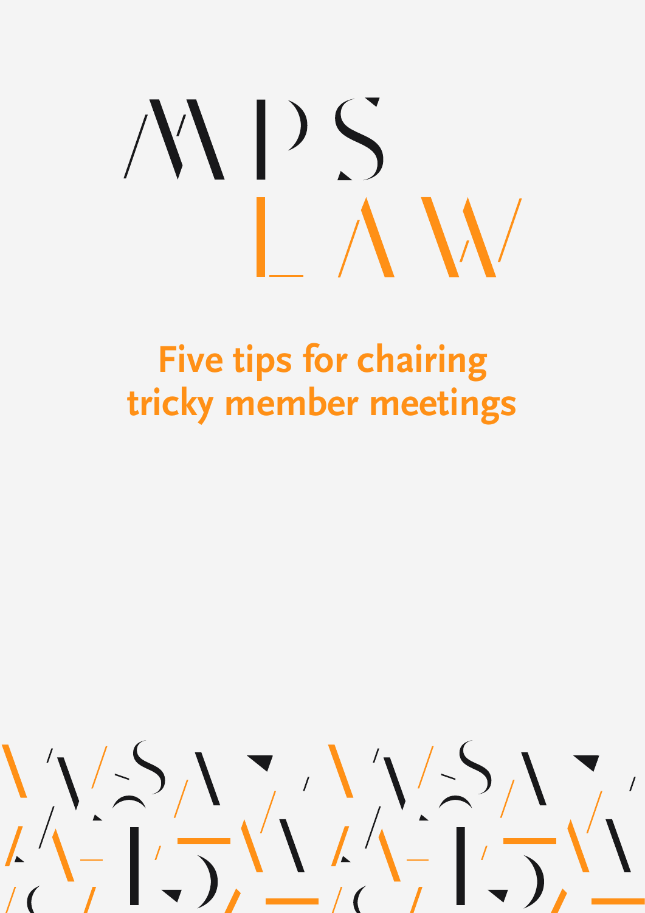MPS LAW

# Five tips for chairing tricky member meetings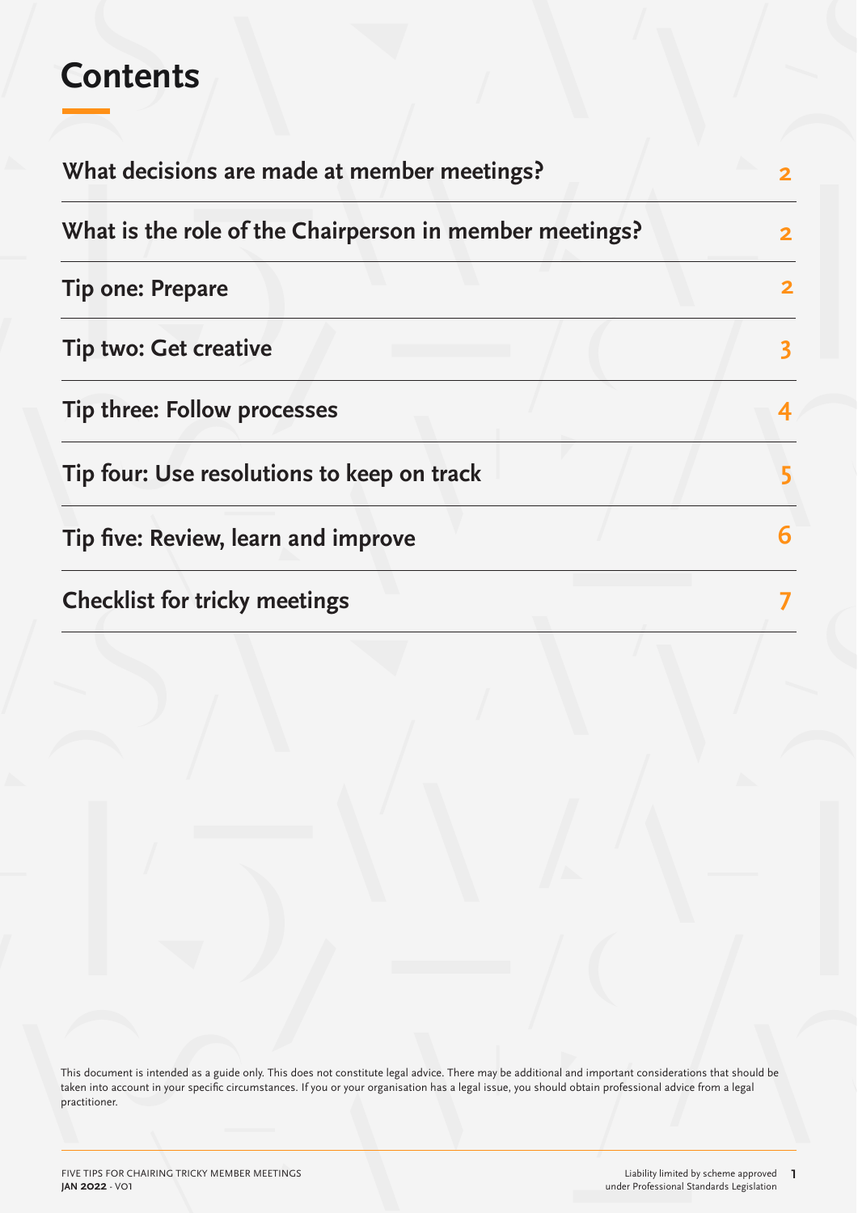# Contents

| | |
|---|---|
| What decisions are made at member meetings? | 2 |
| What is the role of the Chairperson in member meetings? | 2 |
| Tip one: Prepare | 2 |
| Tip two: Get creative | 3 |
| Tip three: Follow processes | 4 |
| Tip four: Use resolutions to keep on track | 5 |
| Tip five: Review, learn and improve | 6 |
| Checklist for tricky meetings | 7 |

This document is intended as a guide only. This does not constitute legal advice. There may be additional and important considerations that should be taken into account in your specific circumstances. If you or your organisation has a legal issue, you should obtain professional advice from a legal practitioner.

Liability limited by scheme approved under Professional Standards Legislation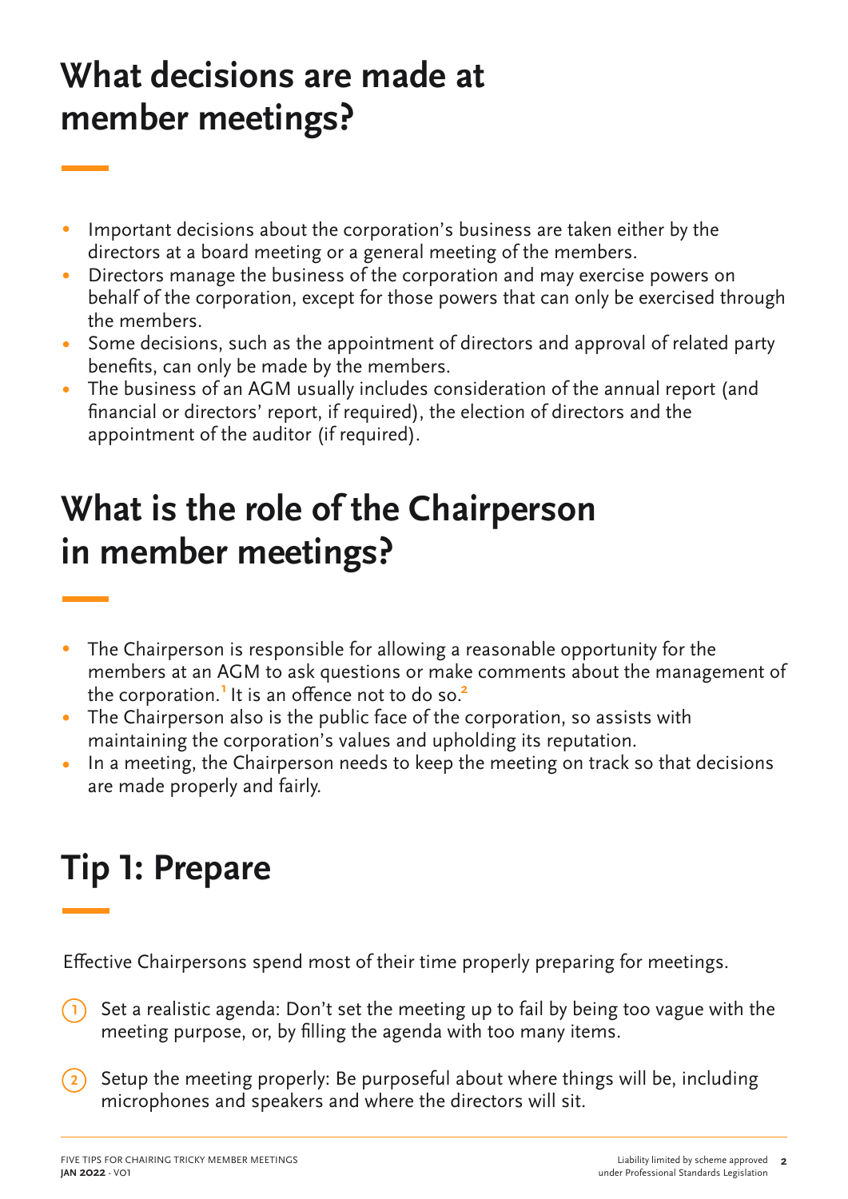## What decisions are made at member meetings?

- Important decisions about the corporation's business are taken either by the directors at a board meeting or a general meeting of the members.
- Directors manage the business of the corporation and may exercise powers on behalf of the corporation, except for those powers that can only be exercised through the members.
- Some decisions, such as the appointment of directors and approval of related party benefits, can only be made by the members.
- The business of an AGM usually includes consideration of the annual report (and financial or directors' report, if required), the election of directors and the appointment of the auditor (if required).

## What is the role of the Chairperson in member meetings?

- The Chairperson is responsible for allowing a reasonable opportunity for the members at an AGM to ask questions or make comments about the management of the corporation.[1] It is an offence not to do so.[2]
- The Chairperson also is the public face of the corporation, so assists with maintaining the corporation's values and upholding its reputation.
- In a meeting, the Chairperson needs to keep the meeting on track so that decisions are made properly and fairly.

## Tip 1: Prepare

Effective Chairpersons spend most of their time properly preparing for meetings.

1. Set a realistic agenda: Don't set the meeting up to fail by being too vague with the meeting purpose, or, by filling the agenda with too many items.

2. Setup the meeting properly: Be purposeful about where things will be, including microphones and speakers and where the directors will sit.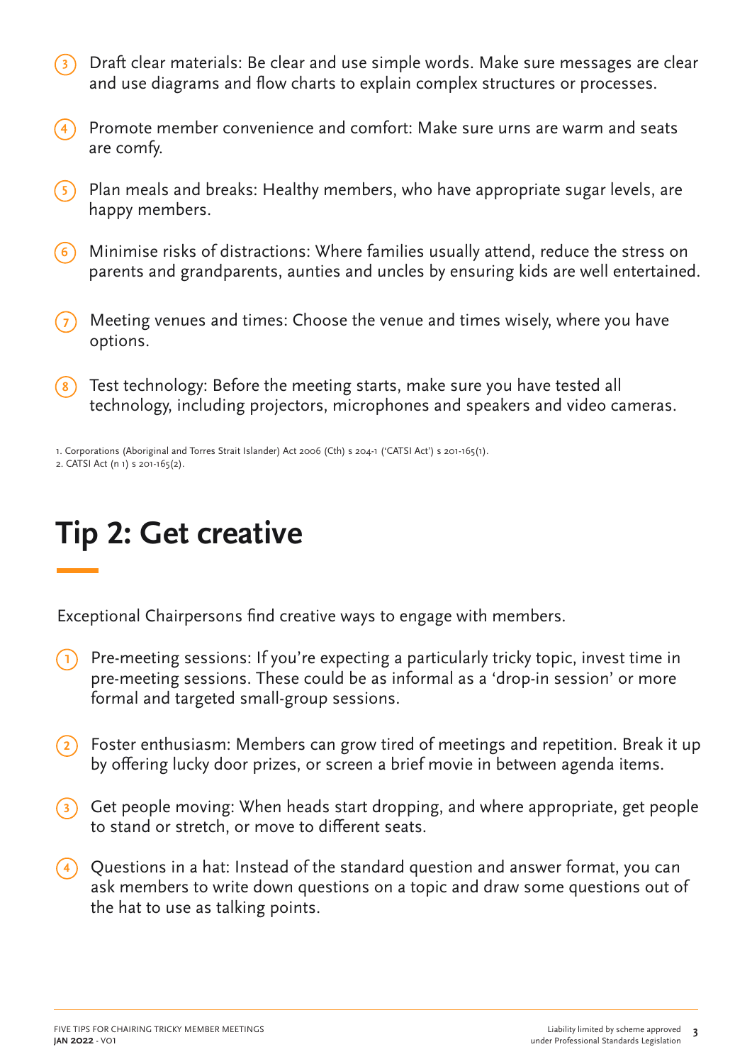3. Draft clear materials: Be clear and use simple words. Make sure messages are clear and use diagrams and flow charts to explain complex structures or processes.
4. Promote member convenience and comfort: Make sure urns are warm and seats are comfy.
5. Plan meals and breaks: Healthy members, who have appropriate sugar levels, are happy members.
6. Minimise risks of distractions: Where families usually attend, reduce the stress on parents and grandparents, aunties and uncles by ensuring kids are well entertained.
7. Meeting venues and times: Choose the venue and times wisely, where you have options.
8. Test technology: Before the meeting starts, make sure you have tested all technology, including projectors, microphones and speakers and video cameras.

1. Corporations (Aboriginal and Torres Strait Islander) Act 2006 (Cth) s 204-1 ('CATSI Act') s 201-165(1).
2. CATSI Act (n 1) s 201-165(2).

# Tip 2: Get creative

Exceptional Chairpersons find creative ways to engage with members.

1. Pre-meeting sessions: If you're expecting a particularly tricky topic, invest time in pre-meeting sessions. These could be as informal as a 'drop-in session' or more formal and targeted small-group sessions.
2. Foster enthusiasm: Members can grow tired of meetings and repetition. Break it up by offering lucky door prizes, or screen a brief movie in between agenda items.
3. Get people moving: When heads start dropping, and where appropriate, get people to stand or stretch, or move to different seats.
4. Questions in a hat: Instead of the standard question and answer format, you can ask members to write down questions on a topic and draw some questions out of the hat to use as talking points.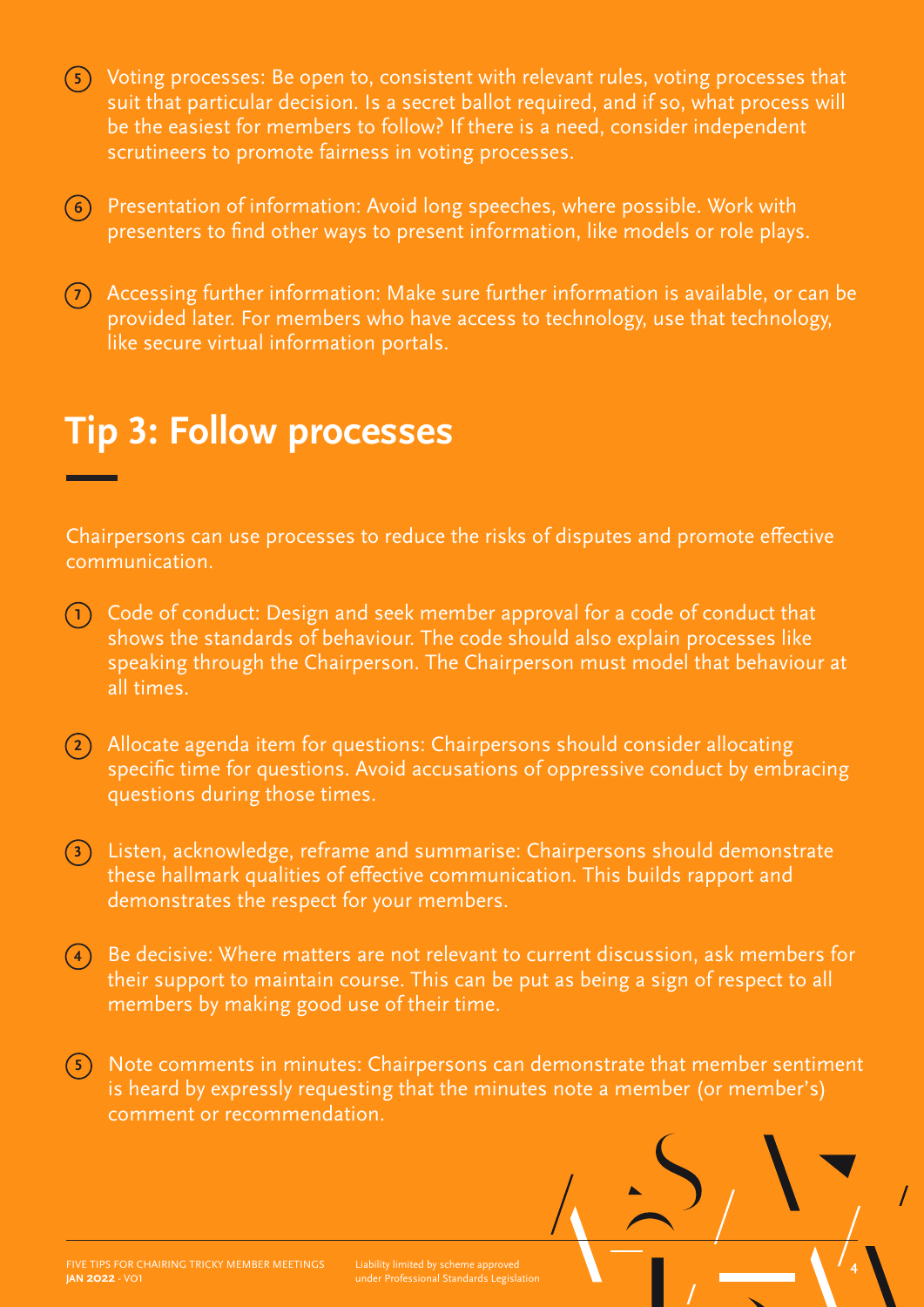5. Voting processes: Be open to, consistent with relevant rules, voting processes that suit that particular decision. Is a secret ballot required, and if so, what process will be the easiest for members to follow? If there is a need, consider independent scrutineers to promote fairness in voting processes.

6. Presentation of information: Avoid long speeches, where possible. Work with presenters to find other ways to present information, like models or role plays.

7. Accessing further information: Make sure further information is available, or can be provided later. For members who have access to technology, use that technology, like secure virtual information portals.

## Tip 3: Follow processes

Chairpersons can use processes to reduce the risks of disputes and promote effective communication.

1. Code of conduct: Design and seek member approval for a code of conduct that shows the standards of behaviour. The code should also explain processes like speaking through the Chairperson. The Chairperson must model that behaviour at all times.

2. Allocate agenda item for questions: Chairpersons should consider allocating specific time for questions. Avoid accusations of oppressive conduct by embracing questions during those times.

3. Listen, acknowledge, reframe and summarise: Chairpersons should demonstrate these hallmark qualities of effective communication. This builds rapport and demonstrates the respect for your members.

4. Be decisive: Where matters are not relevant to current discussion, ask members for their support to maintain course. This can be put as being a sign of respect to all members by making good use of their time.

5. Note comments in minutes: Chairpersons can demonstrate that member sentiment is heard by expressly requesting that the minutes note a member (or member's) comment or recommendation.

Liability limited by scheme approved under Professional Standards Legislation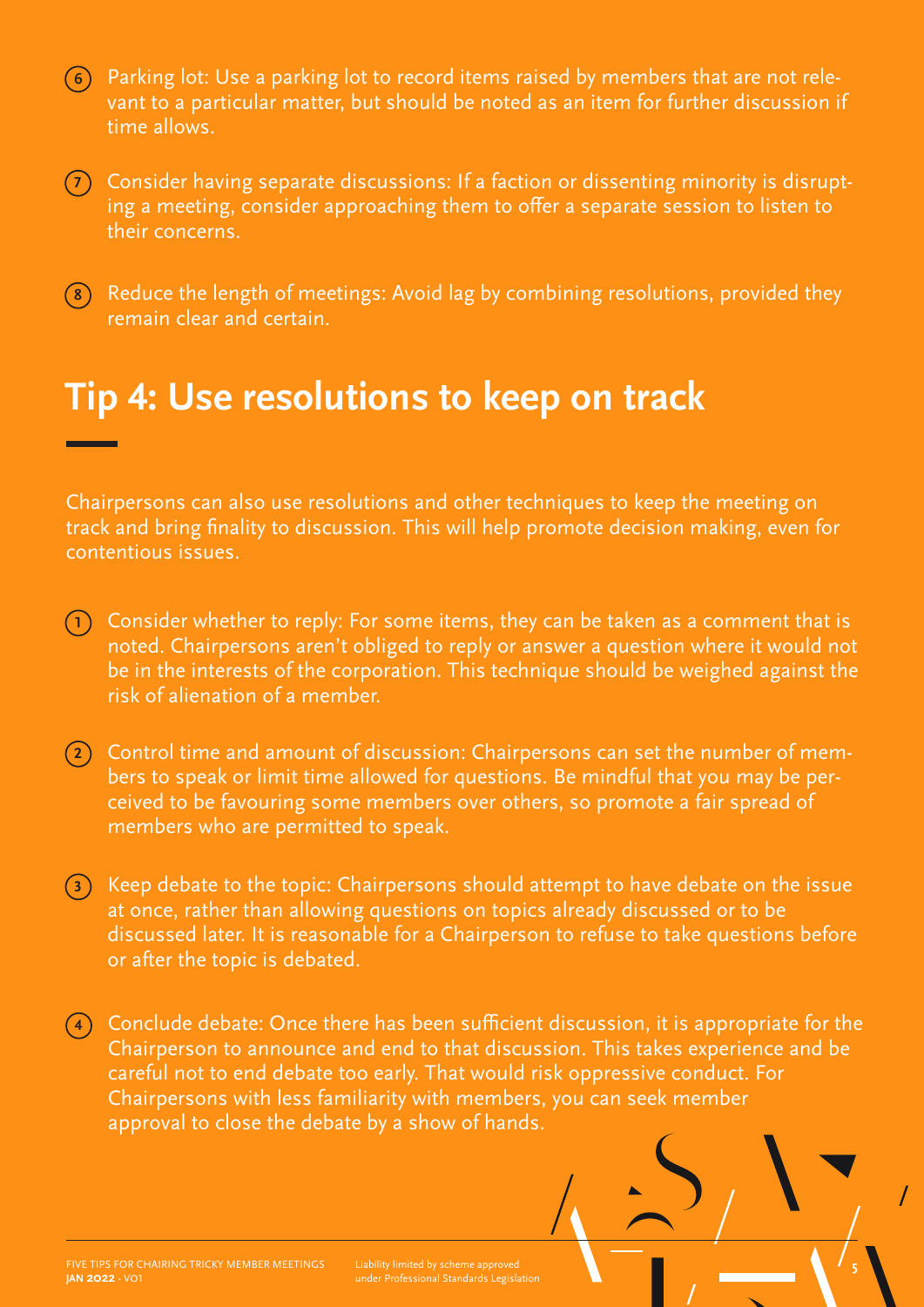6. Parking lot: Use a parking lot to record items raised by members that are not relevant to a particular matter, but should be noted as an item for further discussion if time allows.

7. Consider having separate discussions: If a faction or dissenting minority is disrupting a meeting, consider approaching them to offer a separate session to listen to their concerns.

8. Reduce the length of meetings: Avoid lag by combining resolutions, provided they remain clear and certain.

## Tip 4: Use resolutions to keep on track

Chairpersons can also use resolutions and other techniques to keep the meeting on track and bring finality to discussion. This will help promote decision making, even for contentious issues.

1. Consider whether to reply: For some items, they can be taken as a comment that is noted. Chairpersons aren't obliged to reply or answer a question where it would not be in the interests of the corporation. This technique should be weighed against the risk of alienation of a member.

2. Control time and amount of discussion: Chairpersons can set the number of members to speak or limit time allowed for questions. Be mindful that you may be perceived to be favouring some members over others, so promote a fair spread of members who are permitted to speak.

3. Keep debate to the topic: Chairpersons should attempt to have debate on the issue at once, rather than allowing questions on topics already discussed or to be discussed later. It is reasonable for a Chairperson to refuse to take questions before or after the topic is debated.

4. Conclude debate: Once there has been sufficient discussion, it is appropriate for the Chairperson to announce and end to that discussion. This takes experience and be careful not to end debate too early. That would risk oppressive conduct. For Chairpersons with less familiarity with members, you can seek member approval to close the debate by a show of hands.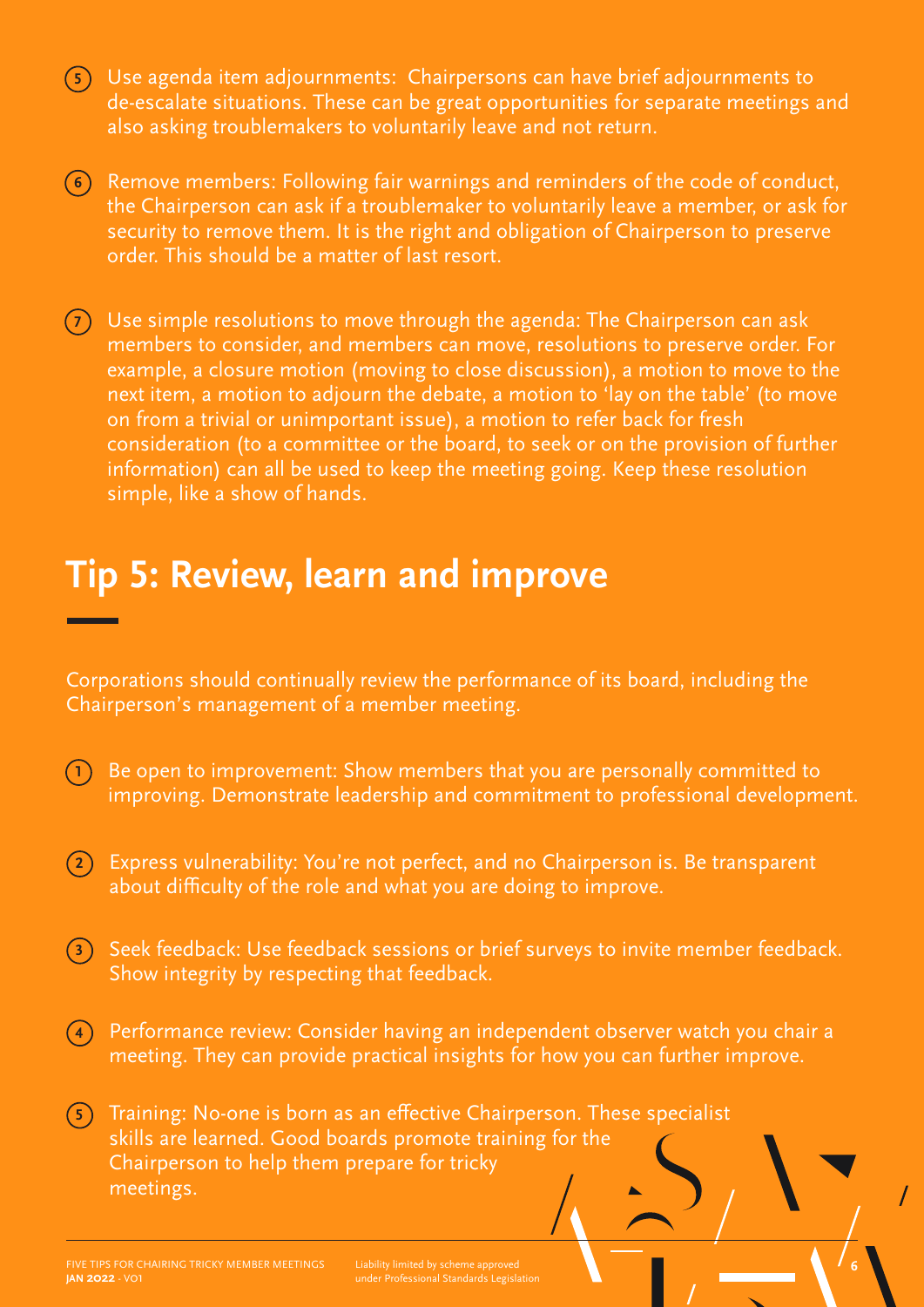5. Use agenda item adjournments: Chairpersons can have brief adjournments to de-escalate situations. These can be great opportunities for separate meetings and also asking troublemakers to voluntarily leave and not return.

6. Remove members: Following fair warnings and reminders of the code of conduct, the Chairperson can ask if a troublemaker to voluntarily leave a member, or ask for security to remove them. It is the right and obligation of Chairperson to preserve order. This should be a matter of last resort.

7. Use simple resolutions to move through the agenda: The Chairperson can ask members to consider, and members can move, resolutions to preserve order. For example, a closure motion (moving to close discussion), a motion to move to the next item, a motion to adjourn the debate, a motion to 'lay on the table' (to move on from a trivial or unimportant issue), a motion to refer back for fresh consideration (to a committee or the board, to seek or on the provision of further information) can all be used to keep the meeting going. Keep these resolution simple, like a show of hands.

# Tip 5: Review, learn and improve

Corporations should continually review the performance of its board, including the Chairperson's management of a member meeting.

1. Be open to improvement: Show members that you are personally committed to improving. Demonstrate leadership and commitment to professional development.

2. Express vulnerability: You're not perfect, and no Chairperson is. Be transparent about difficulty of the role and what you are doing to improve.

3. Seek feedback: Use feedback sessions or brief surveys to invite member feedback. Show integrity by respecting that feedback.

4. Performance review: Consider having an independent observer watch you chair a meeting. They can provide practical insights for how you can further improve.

5. Training: No-one is born as an effective Chairperson. These specialist skills are learned. Good boards promote training for the Chairperson to help them prepare for tricky meetings.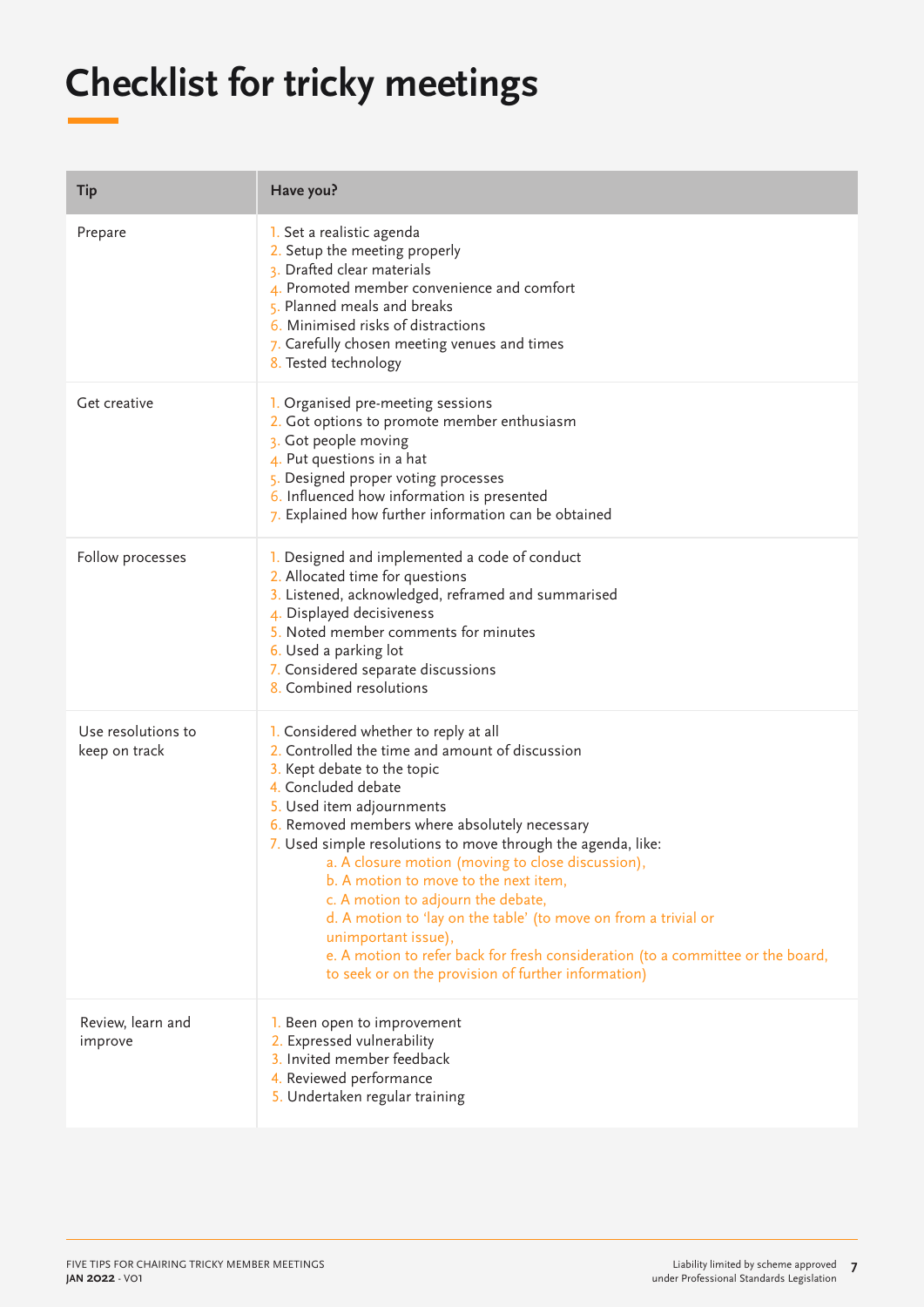# Checklist for tricky meetings

| Tip | Have you? |
|---|---|
| Prepare | 1. Set a realistic agenda<br>2. Setup the meeting properly<br>3. Drafted clear materials<br>4. Promoted member convenience and comfort<br>5. Planned meals and breaks<br>6. Minimised risks of distractions<br>7. Carefully chosen meeting venues and times<br>8. Tested technology |
| Get creative | 1. Organised pre-meeting sessions<br>2. Got options to promote member enthusiasm<br>3. Got people moving<br>4. Put questions in a hat<br>5. Designed proper voting processes<br>6. Influenced how information is presented<br>7. Explained how further information can be obtained |
| Follow processes | 1. Designed and implemented a code of conduct<br>2. Allocated time for questions<br>3. Listened, acknowledged, reframed and summarised<br>4. Displayed decisiveness<br>5. Noted member comments for minutes<br>6. Used a parking lot<br>7. Considered separate discussions<br>8. Combined resolutions |
| Use resolutions to keep on track | 1. Considered whether to reply at all<br>2. Controlled the time and amount of discussion<br>3. Kept debate to the topic<br>4. Concluded debate<br>5. Used item adjournments<br>6. Removed members where absolutely necessary<br>7. Used simple resolutions to move through the agenda, like:<br>a. A closure motion (moving to close discussion),<br>b. A motion to move to the next item,<br>c. A motion to adjourn the debate,<br>d. A motion to 'lay on the table' (to move on from a trivial or unimportant issue),<br>e. A motion to refer back for fresh consideration (to a committee or the board, to seek or on the provision of further information) |
| Review, learn and improve | 1. Been open to improvement<br>2. Expressed vulnerability<br>3. Invited member feedback<br>4. Reviewed performance<br>5. Undertaken regular training |